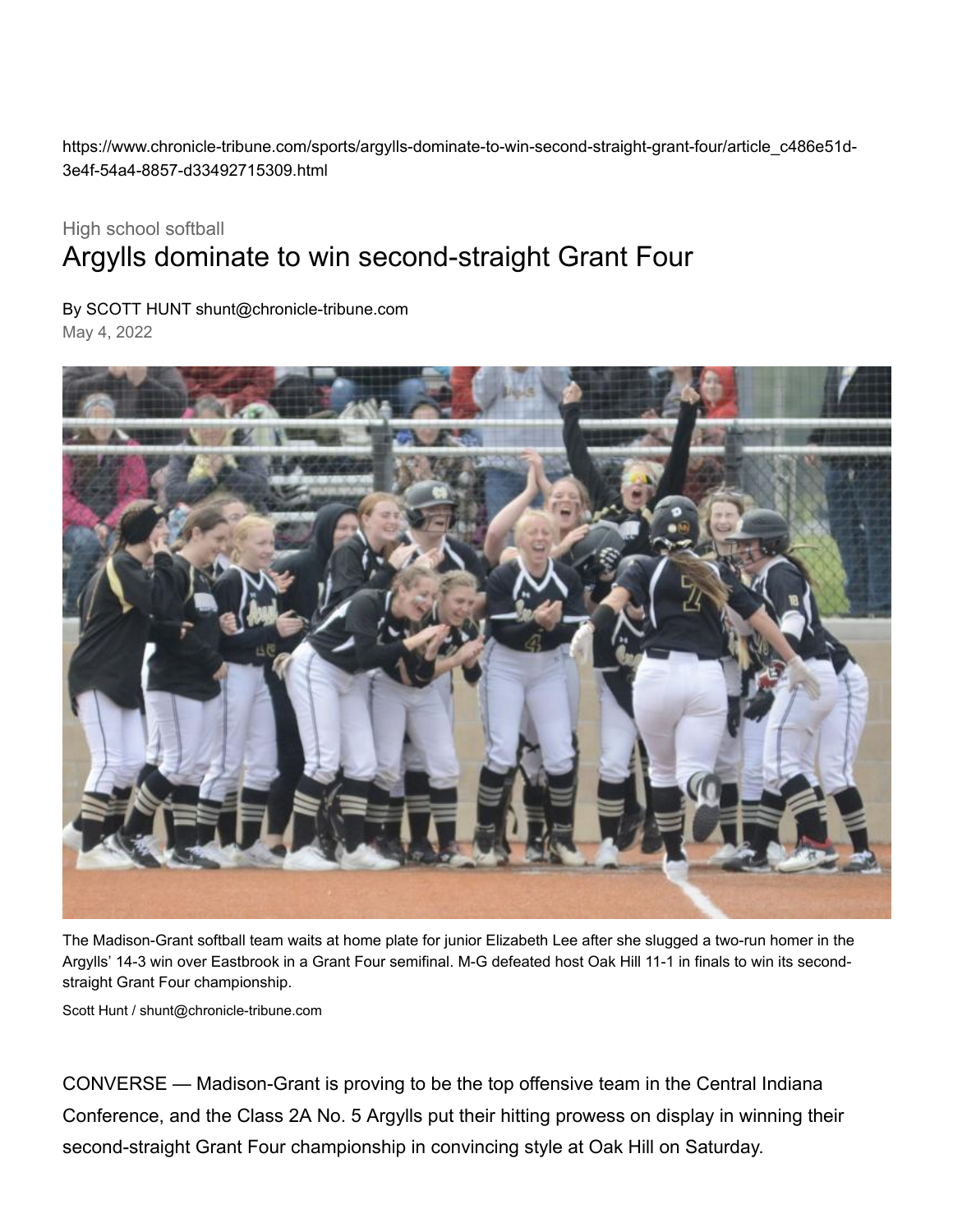https://www.chronicle-tribune.com/sports/argylls-dominate-to-win-second-straight-grant-four/article_c486e51d-3e4f-54a4-8857-d33492715309.html

High school softball

# Argylls dominate to win second-straight Grant Four

By SCOTT HUNT shunt@chronicle-tribune.com

May 4, 2022

The Madison-Grant softball team waits at home plate for junior Elizabeth Lee after she slugged a two-run homer in the Argylls' 14-3 win over Eastbrook in a Grant Four semifinal. M-G defeated host Oak Hill 11-1 in finals to win its second-straight Grant Four championship.

Scott Hunt / shunt@chronicle-tribune.com

CONVERSE — Madison-Grant is proving to be the top offensive team in the Central Indiana Conference, and the Class 2A No. 5 Argylls put their hitting prowess on display in winning their second-straight Grant Four championship in convincing style at Oak Hill on Saturday.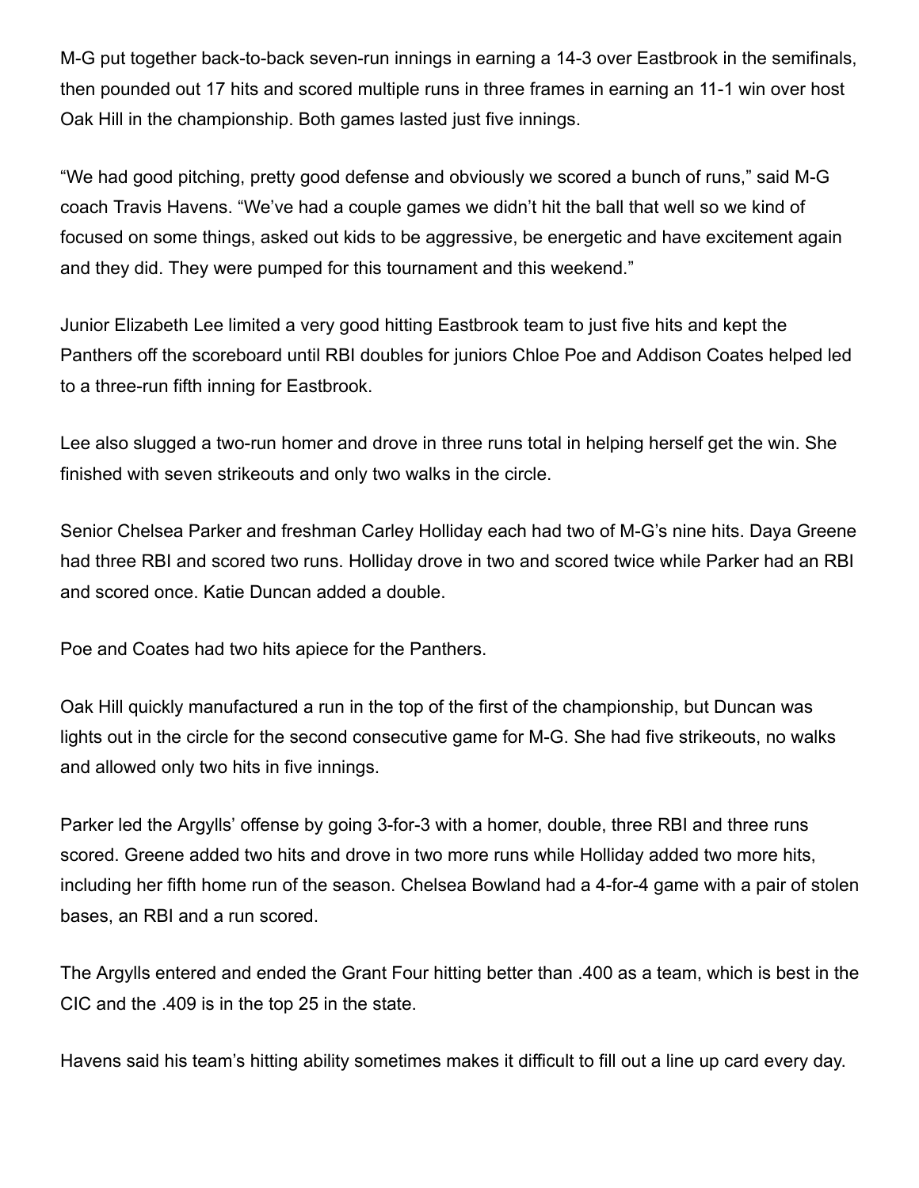M-G put together back-to-back seven-run innings in earning a 14-3 over Eastbrook in the semifinals, then pounded out 17 hits and scored multiple runs in three frames in earning an 11-1 win over host Oak Hill in the championship. Both games lasted just five innings.

“We had good pitching, pretty good defense and obviously we scored a bunch of runs,” said M-G coach Travis Havens. “We’ve had a couple games we didn’t hit the ball that well so we kind of focused on some things, asked out kids to be aggressive, be energetic and have excitement again and they did. They were pumped for this tournament and this weekend.”

Junior Elizabeth Lee limited a very good hitting Eastbrook team to just five hits and kept the Panthers off the scoreboard until RBI doubles for juniors Chloe Poe and Addison Coates helped led to a three-run fifth inning for Eastbrook.

Lee also slugged a two-run homer and drove in three runs total in helping herself get the win. She finished with seven strikeouts and only two walks in the circle.

Senior Chelsea Parker and freshman Carley Holliday each had two of M-G’s nine hits. Daya Greene had three RBI and scored two runs. Holliday drove in two and scored twice while Parker had an RBI and scored once. Katie Duncan added a double.

Poe and Coates had two hits apiece for the Panthers.

Oak Hill quickly manufactured a run in the top of the first of the championship, but Duncan was lights out in the circle for the second consecutive game for M-G. She had five strikeouts, no walks and allowed only two hits in five innings.

Parker led the Argylls’ offense by going 3-for-3 with a homer, double, three RBI and three runs scored. Greene added two hits and drove in two more runs while Holliday added two more hits, including her fifth home run of the season. Chelsea Bowland had a 4-for-4 game with a pair of stolen bases, an RBI and a run scored.

The Argylls entered and ended the Grant Four hitting better than .400 as a team, which is best in the CIC and the .409 is in the top 25 in the state.

Havens said his team’s hitting ability sometimes makes it difficult to fill out a line up card every day.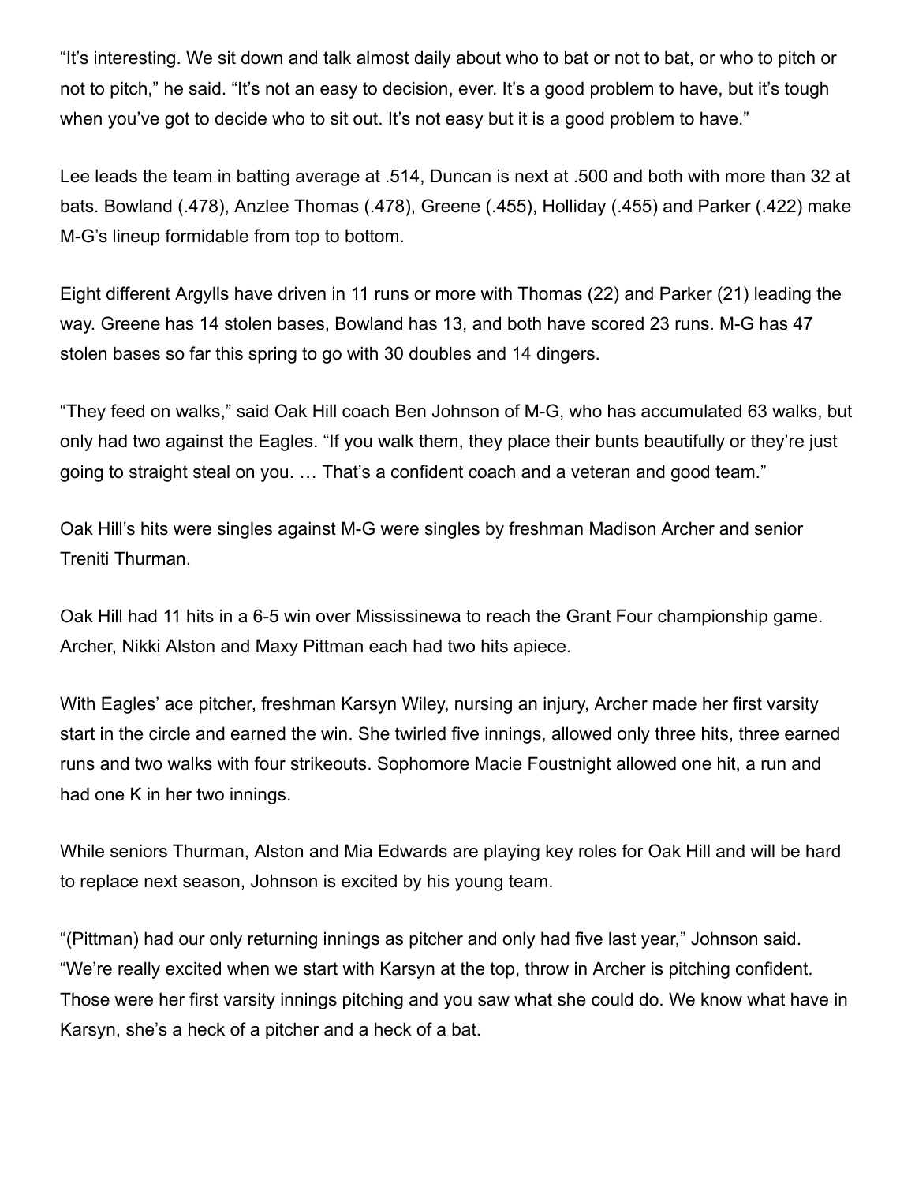"It's interesting. We sit down and talk almost daily about who to bat or not to bat, or who to pitch or not to pitch," he said. "It's not an easy to decision, ever. It's a good problem to have, but it's tough when you've got to decide who to sit out. It's not easy but it is a good problem to have."

Lee leads the team in batting average at .514, Duncan is next at .500 and both with more than 32 at bats. Bowland (.478), Anzlee Thomas (.478), Greene (.455), Holliday (.455) and Parker (.422) make M-G's lineup formidable from top to bottom.

Eight different Argylls have driven in 11 runs or more with Thomas (22) and Parker (21) leading the way. Greene has 14 stolen bases, Bowland has 13, and both have scored 23 runs. M-G has 47 stolen bases so far this spring to go with 30 doubles and 14 dingers.

"They feed on walks," said Oak Hill coach Ben Johnson of M-G, who has accumulated 63 walks, but only had two against the Eagles. "If you walk them, they place their bunts beautifully or they're just going to straight steal on you. … That's a confident coach and a veteran and good team."

Oak Hill's hits were singles against M-G were singles by freshman Madison Archer and senior Treniti Thurman.

Oak Hill had 11 hits in a 6-5 win over Mississinewa to reach the Grant Four championship game. Archer, Nikki Alston and Maxy Pittman each had two hits apiece.

With Eagles' ace pitcher, freshman Karsyn Wiley, nursing an injury, Archer made her first varsity start in the circle and earned the win. She twirled five innings, allowed only three hits, three earned runs and two walks with four strikeouts. Sophomore Macie Foustnight allowed one hit, a run and had one K in her two innings.

While seniors Thurman, Alston and Mia Edwards are playing key roles for Oak Hill and will be hard to replace next season, Johnson is excited by his young team.

"(Pittman) had our only returning innings as pitcher and only had five last year," Johnson said. "We're really excited when we start with Karsyn at the top, throw in Archer is pitching confident. Those were her first varsity innings pitching and you saw what she could do. We know what have in Karsyn, she's a heck of a pitcher and a heck of a bat.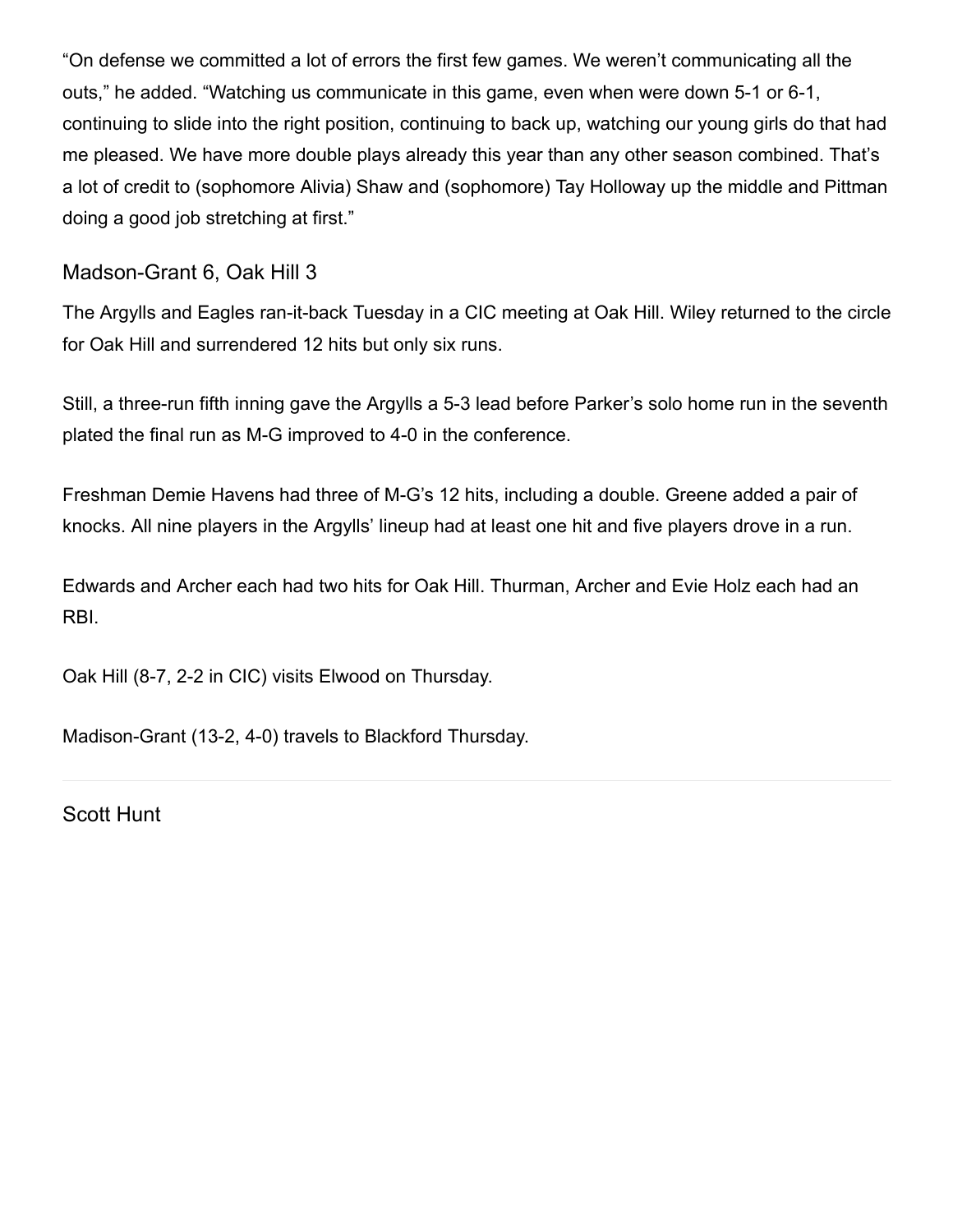"On defense we committed a lot of errors the first few games. We weren't communicating all the outs," he added. "Watching us communicate in this game, even when were down 5-1 or 6-1, continuing to slide into the right position, continuing to back up, watching our young girls do that had me pleased. We have more double plays already this year than any other season combined. That's a lot of credit to (sophomore Alivia) Shaw and (sophomore) Tay Holloway up the middle and Pittman doing a good job stretching at first."

## Madson-Grant 6, Oak Hill 3

The Argylls and Eagles ran-it-back Tuesday in a CIC meeting at Oak Hill. Wiley returned to the circle for Oak Hill and surrendered 12 hits but only six runs.

Still, a three-run fifth inning gave the Argylls a 5-3 lead before Parker's solo home run in the seventh plated the final run as M-G improved to 4-0 in the conference.

Freshman Demie Havens had three of M-G's 12 hits, including a double. Greene added a pair of knocks. All nine players in the Argylls' lineup had at least one hit and five players drove in a run.

Edwards and Archer each had two hits for Oak Hill. Thurman, Archer and Evie Holz each had an RBI.

Oak Hill (8-7, 2-2 in CIC) visits Elwood on Thursday.

Madison-Grant (13-2, 4-0) travels to Blackford Thursday.

---

Scott Hunt